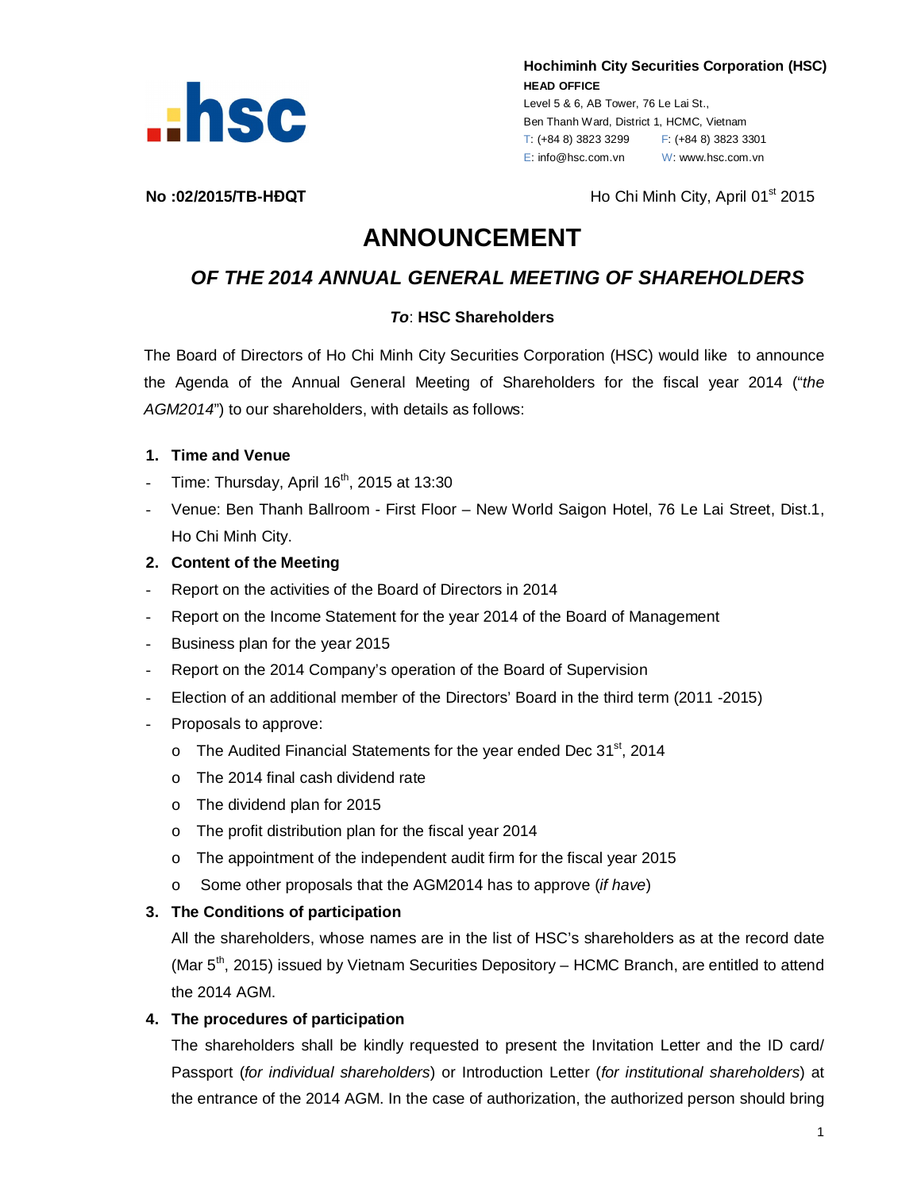**Hochiminh City Securities Corporation (HSC)**
**HEAD OFFICE**
Level 5 & 6, AB Tower, 76 Le Lai St.,
Ben Thanh Ward, District 1, HCMC, Vietnam
T: (+84 8) 3823 3299 F: (+84 8) 3823 3301
E: info@hsc.com.vn W: www.hsc.com.vn

**No :02/2015/TB-HĐQT**

Ho Chi Minh City, April 01st 2015

# ANNOUNCEMENT

## *OF THE 2014 ANNUAL GENERAL MEETING OF SHAREHOLDERS*

***To*: HSC Shareholders**

The Board of Directors of Ho Chi Minh City Securities Corporation (HSC) would like to announce the Agenda of the Annual General Meeting of Shareholders for the fiscal year 2014 ("*the AGM2014*") to our shareholders, with details as follows:

1. **Time and Venue**

- Time: Thursday, April 16th, 2015 at 13:30
- Venue: Ben Thanh Ballroom - First Floor – New World Saigon Hotel, 76 Le Lai Street, Dist.1, Ho Chi Minh City.

2. **Content of the Meeting**

- Report on the activities of the Board of Directors in 2014
- Report on the Income Statement for the year 2014 of the Board of Management
- Business plan for the year 2015
- Report on the 2014 Company's operation of the Board of Supervision
- Election of an additional member of the Directors' Board in the third term (2011 -2015)
- Proposals to approve:
  - The Audited Financial Statements for the year ended Dec 31st, 2014
  - The 2014 final cash dividend rate
  - The dividend plan for 2015
  - The profit distribution plan for the fiscal year 2014
  - The appointment of the independent audit firm for the fiscal year 2015
  - Some other proposals that the AGM2014 has to approve (*if have*)

3. **The Conditions of participation**

   All the shareholders, whose names are in the list of HSC's shareholders as at the record date (Mar 5th, 2015) issued by Vietnam Securities Depository – HCMC Branch, are entitled to attend the 2014 AGM.

4. **The procedures of participation**

   The shareholders shall be kindly requested to present the Invitation Letter and the ID card/ Passport (*for individual shareholders*) or Introduction Letter (*for institutional shareholders*) at the entrance of the 2014 AGM. In the case of authorization, the authorized person should bring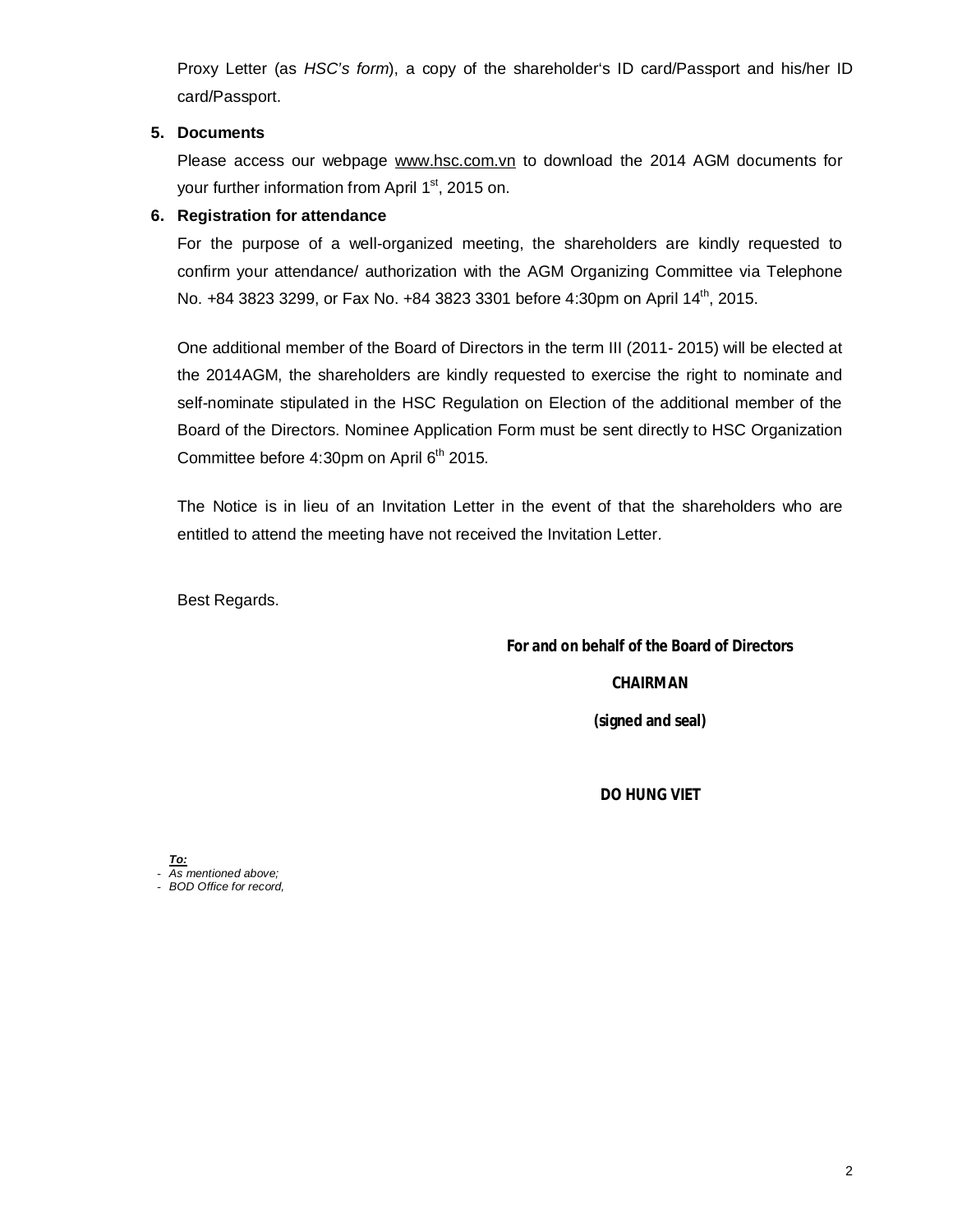Proxy Letter (as *HSC's form*), a copy of the shareholder's ID card/Passport and his/her ID card/Passport.

**5. Documents**

Please access our webpage www.hsc.com.vn to download the 2014 AGM documents for your further information from April 1st, 2015 on.

**6. Registration for attendance**

For the purpose of a well-organized meeting, the shareholders are kindly requested to confirm your attendance/ authorization with the AGM Organizing Committee via Telephone No. +84 3823 3299, or Fax No. +84 3823 3301 before 4:30pm on April 14th, 2015.

One additional member of the Board of Directors in the term III (2011- 2015) will be elected at the 2014AGM, the shareholders are kindly requested to exercise the right to nominate and self-nominate stipulated in the HSC Regulation on Election of the additional member of the Board of the Directors. Nominee Application Form must be sent directly to HSC Organization Committee before 4:30pm on April 6th 2015.

The Notice is in lieu of an Invitation Letter in the event of that the shareholders who are entitled to attend the meeting have not received the Invitation Letter.

Best Regards.

**For and on behalf of the Board of Directors**

**CHAIRMAN**

**(signed and seal)**

**DO HUNG VIET**

***To:***
- *As mentioned above;*
- *BOD Office for record,*